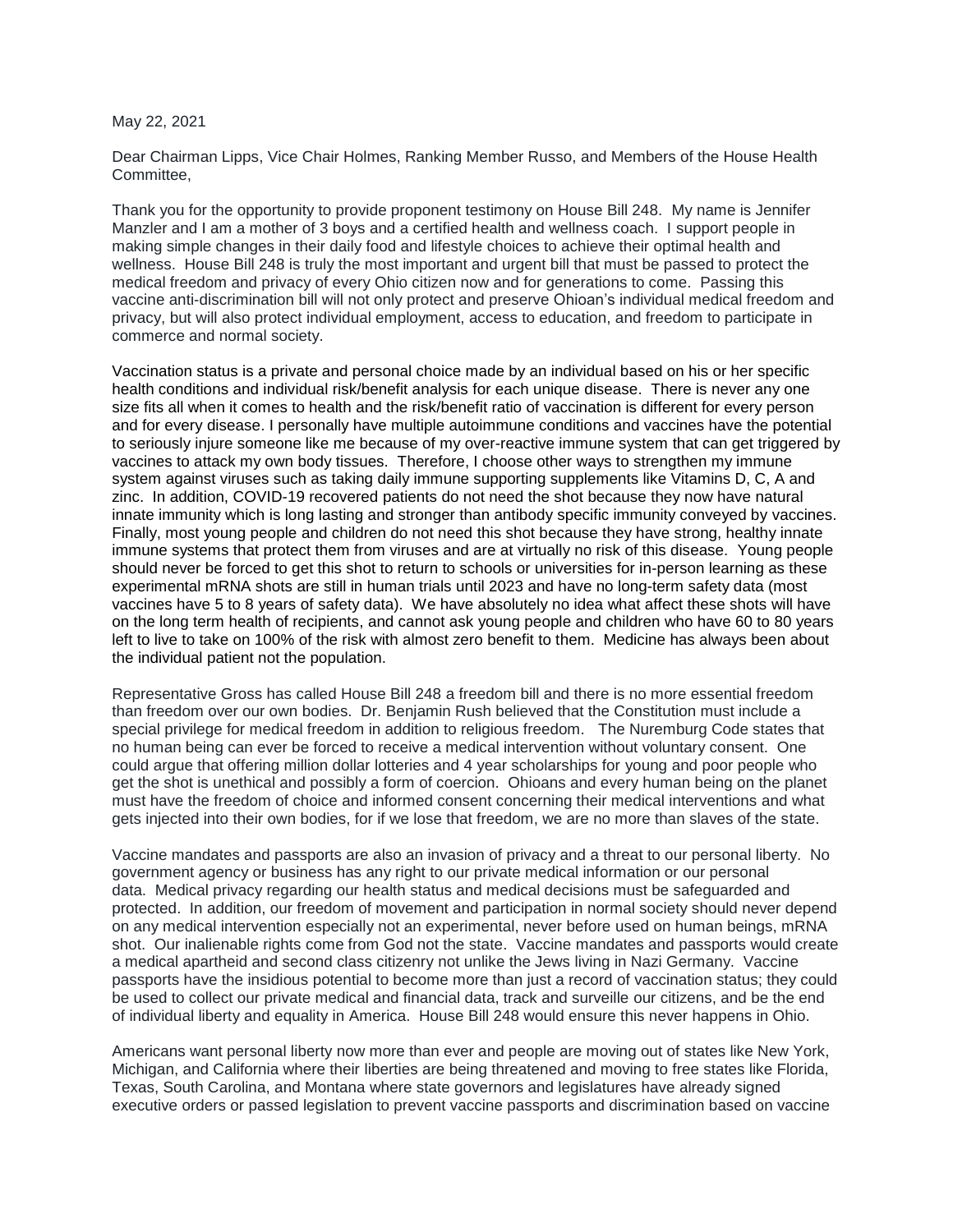May 22, 2021

Dear Chairman Lipps, Vice Chair Holmes, Ranking Member Russo, and Members of the House Health Committee,

Thank you for the opportunity to provide proponent testimony on House Bill 248. My name is Jennifer Manzler and I am a mother of 3 boys and a certified health and wellness coach. I support people in making simple changes in their daily food and lifestyle choices to achieve their optimal health and wellness. House Bill 248 is truly the most important and urgent bill that must be passed to protect the medical freedom and privacy of every Ohio citizen now and for generations to come. Passing this vaccine anti-discrimination bill will not only protect and preserve Ohioan's individual medical freedom and privacy, but will also protect individual employment, access to education, and freedom to participate in commerce and normal society.

Vaccination status is a private and personal choice made by an individual based on his or her specific health conditions and individual risk/benefit analysis for each unique disease. There is never any one size fits all when it comes to health and the risk/benefit ratio of vaccination is different for every person and for every disease. I personally have multiple autoimmune conditions and vaccines have the potential to seriously injure someone like me because of my over-reactive immune system that can get triggered by vaccines to attack my own body tissues. Therefore, I choose other ways to strengthen my immune system against viruses such as taking daily immune supporting supplements like Vitamins D, C, A and zinc. In addition, COVID-19 recovered patients do not need the shot because they now have natural innate immunity which is long lasting and stronger than antibody specific immunity conveyed by vaccines. Finally, most young people and children do not need this shot because they have strong, healthy innate immune systems that protect them from viruses and are at virtually no risk of this disease. Young people should never be forced to get this shot to return to schools or universities for in-person learning as these experimental mRNA shots are still in human trials until 2023 and have no long-term safety data (most vaccines have 5 to 8 years of safety data). We have absolutely no idea what affect these shots will have on the long term health of recipients, and cannot ask young people and children who have 60 to 80 years left to live to take on 100% of the risk with almost zero benefit to them. Medicine has always been about the individual patient not the population.

Representative Gross has called House Bill 248 a freedom bill and there is no more essential freedom than freedom over our own bodies. Dr. Benjamin Rush believed that the Constitution must include a special privilege for medical freedom in addition to religious freedom. The Nuremburg Code states that no human being can ever be forced to receive a medical intervention without voluntary consent. One could argue that offering million dollar lotteries and 4 year scholarships for young and poor people who get the shot is unethical and possibly a form of coercion. Ohioans and every human being on the planet must have the freedom of choice and informed consent concerning their medical interventions and what gets injected into their own bodies, for if we lose that freedom, we are no more than slaves of the state.

Vaccine mandates and passports are also an invasion of privacy and a threat to our personal liberty. No government agency or business has any right to our private medical information or our personal data. Medical privacy regarding our health status and medical decisions must be safeguarded and protected. In addition, our freedom of movement and participation in normal society should never depend on any medical intervention especially not an experimental, never before used on human beings, mRNA shot. Our inalienable rights come from God not the state. Vaccine mandates and passports would create a medical apartheid and second class citizenry not unlike the Jews living in Nazi Germany. Vaccine passports have the insidious potential to become more than just a record of vaccination status; they could be used to collect our private medical and financial data, track and surveille our citizens, and be the end of individual liberty and equality in America. House Bill 248 would ensure this never happens in Ohio.

Americans want personal liberty now more than ever and people are moving out of states like New York, Michigan, and California where their liberties are being threatened and moving to free states like Florida, Texas, South Carolina, and Montana where state governors and legislatures have already signed executive orders or passed legislation to prevent vaccine passports and discrimination based on vaccine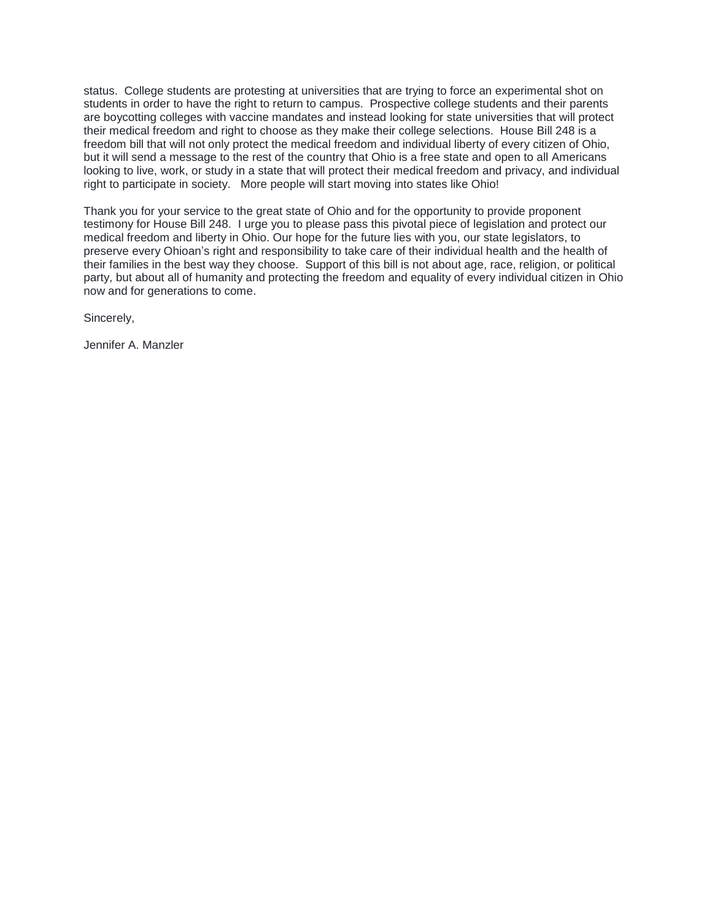status. College students are protesting at universities that are trying to force an experimental shot on students in order to have the right to return to campus. Prospective college students and their parents are boycotting colleges with vaccine mandates and instead looking for state universities that will protect their medical freedom and right to choose as they make their college selections. House Bill 248 is a freedom bill that will not only protect the medical freedom and individual liberty of every citizen of Ohio, but it will send a message to the rest of the country that Ohio is a free state and open to all Americans looking to live, work, or study in a state that will protect their medical freedom and privacy, and individual right to participate in society. More people will start moving into states like Ohio!

Thank you for your service to the great state of Ohio and for the opportunity to provide proponent testimony for House Bill 248. I urge you to please pass this pivotal piece of legislation and protect our medical freedom and liberty in Ohio. Our hope for the future lies with you, our state legislators, to preserve every Ohioan's right and responsibility to take care of their individual health and the health of their families in the best way they choose. Support of this bill is not about age, race, religion, or political party, but about all of humanity and protecting the freedom and equality of every individual citizen in Ohio now and for generations to come.

Sincerely,

Jennifer A. Manzler